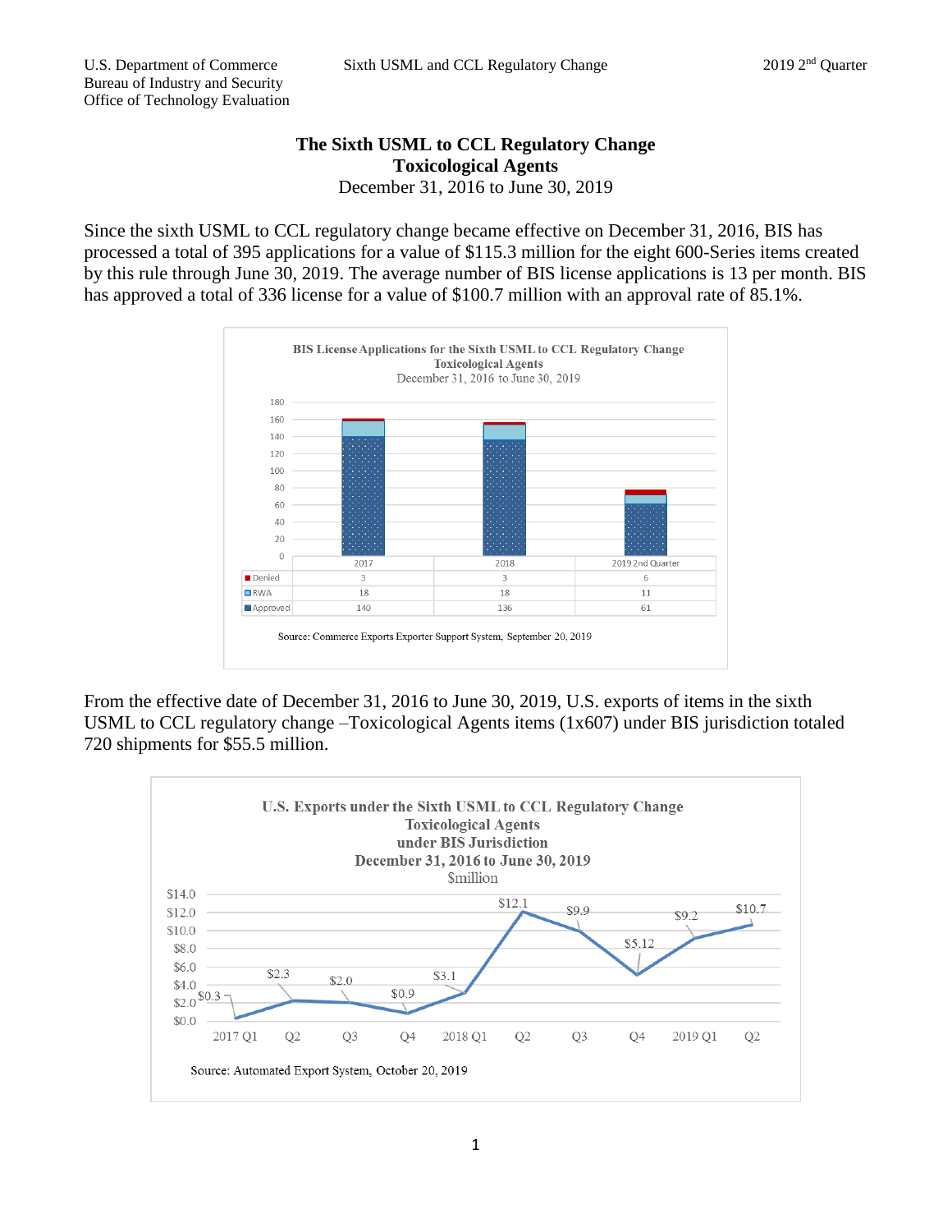# The Sixth USML to CCL Regulatory Change
## Toxicological Agents
December 31, 2016 to June 30, 2019

Since the sixth USML to CCL regulatory change became effective on December 31, 2016, BIS has processed a total of 395 applications for a value of $115.3 million for the eight 600-Series items created by this rule through June 30, 2019. The average number of BIS license applications is 13 per month. BIS has approved a total of 336 license for a value of $100.7 million with an approval rate of 85.1%.

**BIS License Applications for the Sixth USML to CCL Regulatory Change**
**Toxicological Agents**
December 31, 2016 to June 30, 2019

| | 2017 | 2018 | 2019 2nd Quarter |
|---|---|---|---|
| Denied | 3 | 3 | 6 |
| RWA | 18 | 18 | 11 |
| Approved | 140 | 136 | 61 |

Source: Commerce Exports Exporter Support System, September 20, 2019

From the effective date of December 31, 2016 to June 30, 2019, U.S. exports of items in the sixth USML to CCL regulatory change –Toxicological Agents items (1x607) under BIS jurisdiction totaled 720 shipments for $55.5 million.

**U.S. Exports under the Sixth USML to CCL Regulatory Change**
**Toxicological Agents**
**under BIS Jurisdiction**
**December 31, 2016 to June 30, 2019**
$million

| 2017 Q1 | Q2 | Q3 | Q4 | 2018 Q1 | Q2 | Q3 | Q4 | 2019 Q1 | Q2 |
|---|---|---|---|---|---|---|---|---|---|
| $0.3 | $2.3 | $2.0 | $0.9 | $3.1 | $12.1 | $9.9 | $5.12 | $9.2 | $10.7 |

Source: Automated Export System, October 20, 2019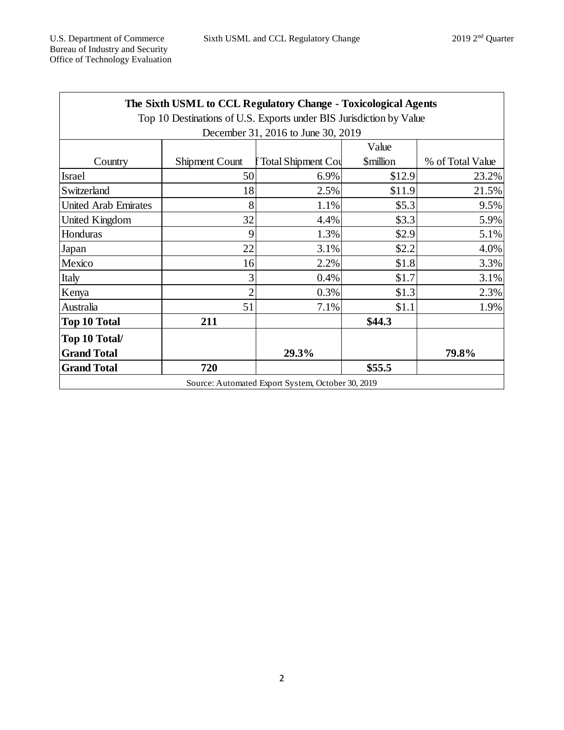| The Sixth USML to CCL Regulatory Change - Toxicological Agents | | | | |
|---|---|---|---|---|
| Top 10 Destinations of U.S. Exports under BIS Jurisdiction by Value | | | | |
| December 31, 2016 to June 30, 2019 | | | | |
| Country | Shipment Count | f Total Shipment Cou | Value $million | % of Total Value |
| Israel | 50 | 6.9% | $12.9 | 23.2% |
| Switzerland | 18 | 2.5% | $11.9 | 21.5% |
| United Arab Emirates | 8 | 1.1% | $5.3 | 9.5% |
| United Kingdom | 32 | 4.4% | $3.3 | 5.9% |
| Honduras | 9 | 1.3% | $2.9 | 5.1% |
| Japan | 22 | 3.1% | $2.2 | 4.0% |
| Mexico | 16 | 2.2% | $1.8 | 3.3% |
| Italy | 3 | 0.4% | $1.7 | 3.1% |
| Kenya | 2 | 0.3% | $1.3 | 2.3% |
| Australia | 51 | 7.1% | $1.1 | 1.9% |
| **Top 10 Total** | **211** | | **$44.3** | |
| **Top 10 Total/ Grand Total** | | **29.3%** | | **79.8%** |
| **Grand Total** | **720** | | **$55.5** | |
| Source: Automated Export System, October 30, 2019 | | | | |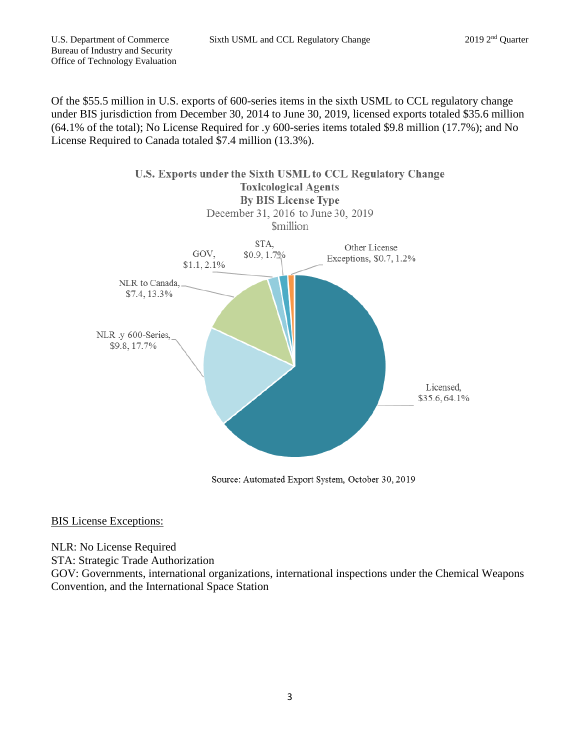Of the $55.5 million in U.S. exports of 600-series items in the sixth USML to CCL regulatory change under BIS jurisdiction from December 30, 2014 to June 30, 2019, licensed exports totaled $35.6 million (64.1% of the total); No License Required for .y 600-series items totaled $9.8 million (17.7%); and No License Required to Canada totaled $7.4 million (13.3%).

**U.S. Exports under the Sixth USML to CCL Regulatory Change**
**Toxicological Agents**
**By BIS License Type**
December 31, 2016 to June 30, 2019
$million

STA, $0.9, 1.7%
GOV, $1.1, 2.1%
Other License Exceptions, $0.7, 1.2%
NLR to Canada, $7.4, 13.3%
NLR .y 600-Series, $9.8, 17.7%
Licensed, $35.6, 64.1%

Source: Automated Export System, October 30, 2019

<u>BIS License Exceptions:</u>

NLR: No License Required
STA: Strategic Trade Authorization
GOV: Governments, international organizations, international inspections under the Chemical Weapons Convention, and the International Space Station